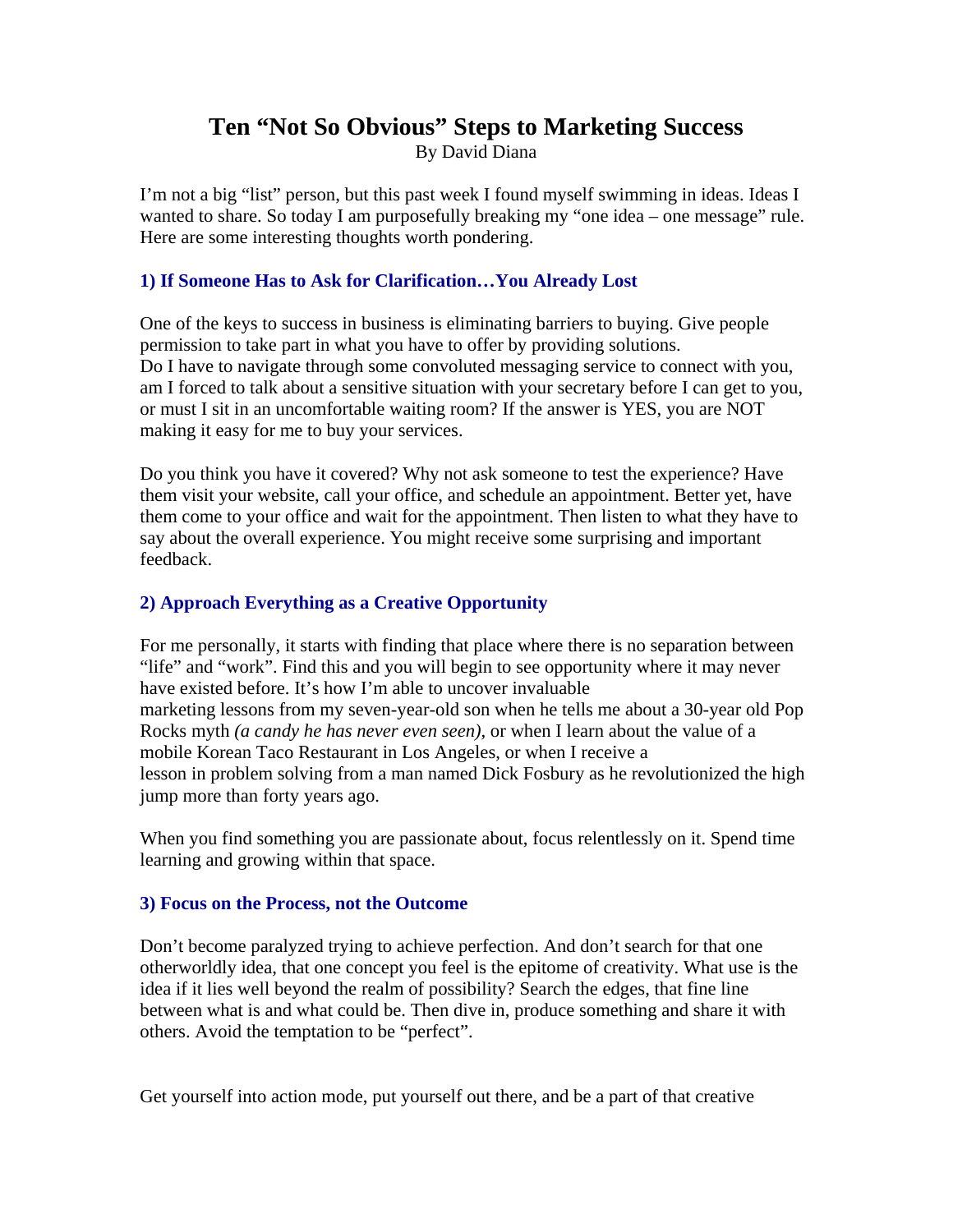# Ten "Not So Obvious" Steps to Marketing Success

By David Diana

I'm not a big "list" person, but this past week I found myself swimming in ideas. Ideas I wanted to share. So today I am purposefully breaking my "one idea – one message" rule. Here are some interesting thoughts worth pondering.

### 1) If Someone Has to Ask for Clarification…You Already Lost

One of the keys to success in business is eliminating barriers to buying. Give people permission to take part in what you have to offer by providing solutions.
Do I have to navigate through some convoluted messaging service to connect with you, am I forced to talk about a sensitive situation with your secretary before I can get to you, or must I sit in an uncomfortable waiting room? If the answer is YES, you are NOT making it easy for me to buy your services.

Do you think you have it covered? Why not ask someone to test the experience? Have them visit your website, call your office, and schedule an appointment. Better yet, have them come to your office and wait for the appointment. Then listen to what they have to say about the overall experience. You might receive some surprising and important feedback.

### 2) Approach Everything as a Creative Opportunity

For me personally, it starts with finding that place where there is no separation between "life" and "work". Find this and you will begin to see opportunity where it may never have existed before. It's how I'm able to uncover invaluable marketing lessons from my seven-year-old son when he tells me about a 30-year old Pop Rocks myth *(a candy he has never even seen)*, or when I learn about the value of a mobile Korean Taco Restaurant in Los Angeles, or when I receive a lesson in problem solving from a man named Dick Fosbury as he revolutionized the high jump more than forty years ago.

When you find something you are passionate about, focus relentlessly on it. Spend time learning and growing within that space.

### 3) Focus on the Process, not the Outcome

Don't become paralyzed trying to achieve perfection. And don't search for that one otherworldly idea, that one concept you feel is the epitome of creativity. What use is the idea if it lies well beyond the realm of possibility? Search the edges, that fine line between what is and what could be. Then dive in, produce something and share it with others. Avoid the temptation to be "perfect".

Get yourself into action mode, put yourself out there, and be a part of that creative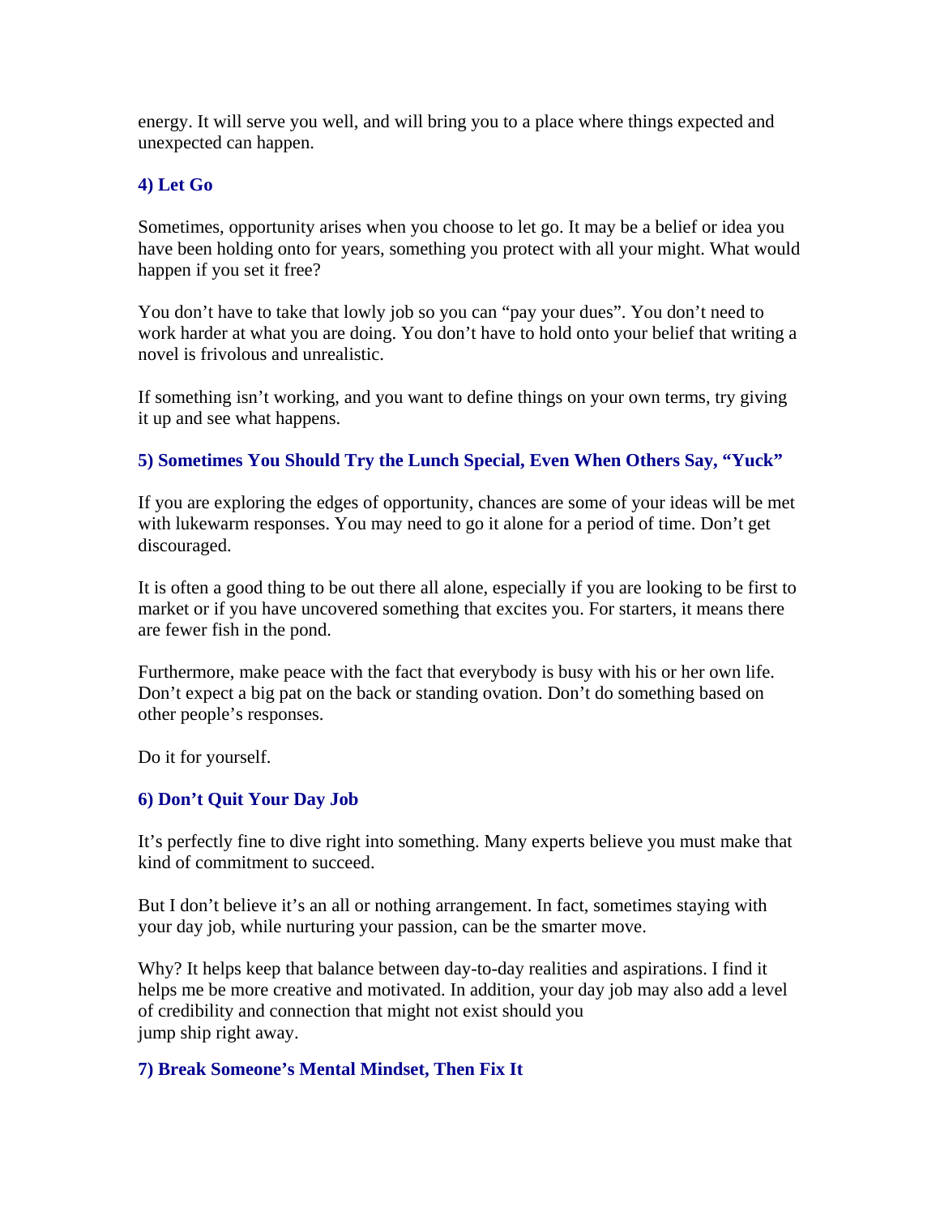energy. It will serve you well, and will bring you to a place where things expected and unexpected can happen.

### 4) Let Go

Sometimes, opportunity arises when you choose to let go. It may be a belief or idea you have been holding onto for years, something you protect with all your might. What would happen if you set it free?

You don't have to take that lowly job so you can "pay your dues". You don't need to work harder at what you are doing. You don't have to hold onto your belief that writing a novel is frivolous and unrealistic.

If something isn't working, and you want to define things on your own terms, try giving it up and see what happens.

### 5) Sometimes You Should Try the Lunch Special, Even When Others Say, "Yuck"

If you are exploring the edges of opportunity, chances are some of your ideas will be met with lukewarm responses. You may need to go it alone for a period of time. Don't get discouraged.

It is often a good thing to be out there all alone, especially if you are looking to be first to market or if you have uncovered something that excites you. For starters, it means there are fewer fish in the pond.

Furthermore, make peace with the fact that everybody is busy with his or her own life. Don't expect a big pat on the back or standing ovation. Don't do something based on other people's responses.

Do it for yourself.

### 6) Don't Quit Your Day Job

It's perfectly fine to dive right into something. Many experts believe you must make that kind of commitment to succeed.

But I don't believe it's an all or nothing arrangement. In fact, sometimes staying with your day job, while nurturing your passion, can be the smarter move.

Why? It helps keep that balance between day-to-day realities and aspirations. I find it helps me be more creative and motivated. In addition, your day job may also add a level of credibility and connection that might not exist should you jump ship right away.

### 7) Break Someone's Mental Mindset, Then Fix It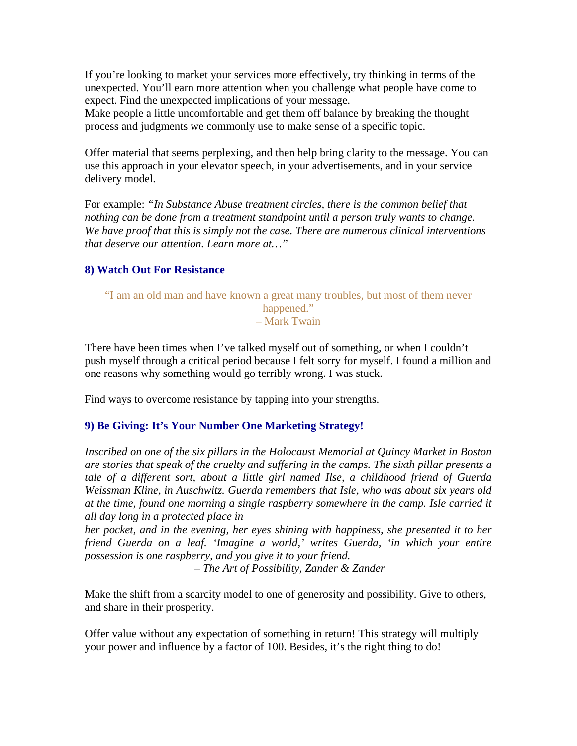If you're looking to market your services more effectively, try thinking in terms of the unexpected. You'll earn more attention when you challenge what people have come to expect. Find the unexpected implications of your message.
Make people a little uncomfortable and get them off balance by breaking the thought process and judgments we commonly use to make sense of a specific topic.

Offer material that seems perplexing, and then help bring clarity to the message. You can use this approach in your elevator speech, in your advertisements, and in your service delivery model.

For example: *"In Substance Abuse treatment circles, there is the common belief that nothing can be done from a treatment standpoint until a person truly wants to change. We have proof that this is simply not the case. There are numerous clinical interventions that deserve our attention. Learn more at…"*

### 8) Watch Out For Resistance

> "I am an old man and have known a great many troubles, but most of them never happened."
> – Mark Twain

There have been times when I've talked myself out of something, or when I couldn't push myself through a critical period because I felt sorry for myself. I found a million and one reasons why something would go terribly wrong. I was stuck.

Find ways to overcome resistance by tapping into your strengths.

### 9) Be Giving: It's Your Number One Marketing Strategy!

*Inscribed on one of the six pillars in the Holocaust Memorial at Quincy Market in Boston are stories that speak of the cruelty and suffering in the camps. The sixth pillar presents a tale of a different sort, about a little girl named Ilse, a childhood friend of Guerda Weissman Kline, in Auschwitz. Guerda remembers that Isle, who was about six years old at the time, found one morning a single raspberry somewhere in the camp. Isle carried it all day long in a protected place in her pocket, and in the evening, her eyes shining with happiness, she presented it to her friend Guerda on a leaf. 'Imagine a world,' writes Guerda, 'in which your entire possession is one raspberry, and you give it to your friend.*

*– The Art of Possibility, Zander & Zander*

Make the shift from a scarcity model to one of generosity and possibility. Give to others, and share in their prosperity.

Offer value without any expectation of something in return! This strategy will multiply your power and influence by a factor of 100. Besides, it's the right thing to do!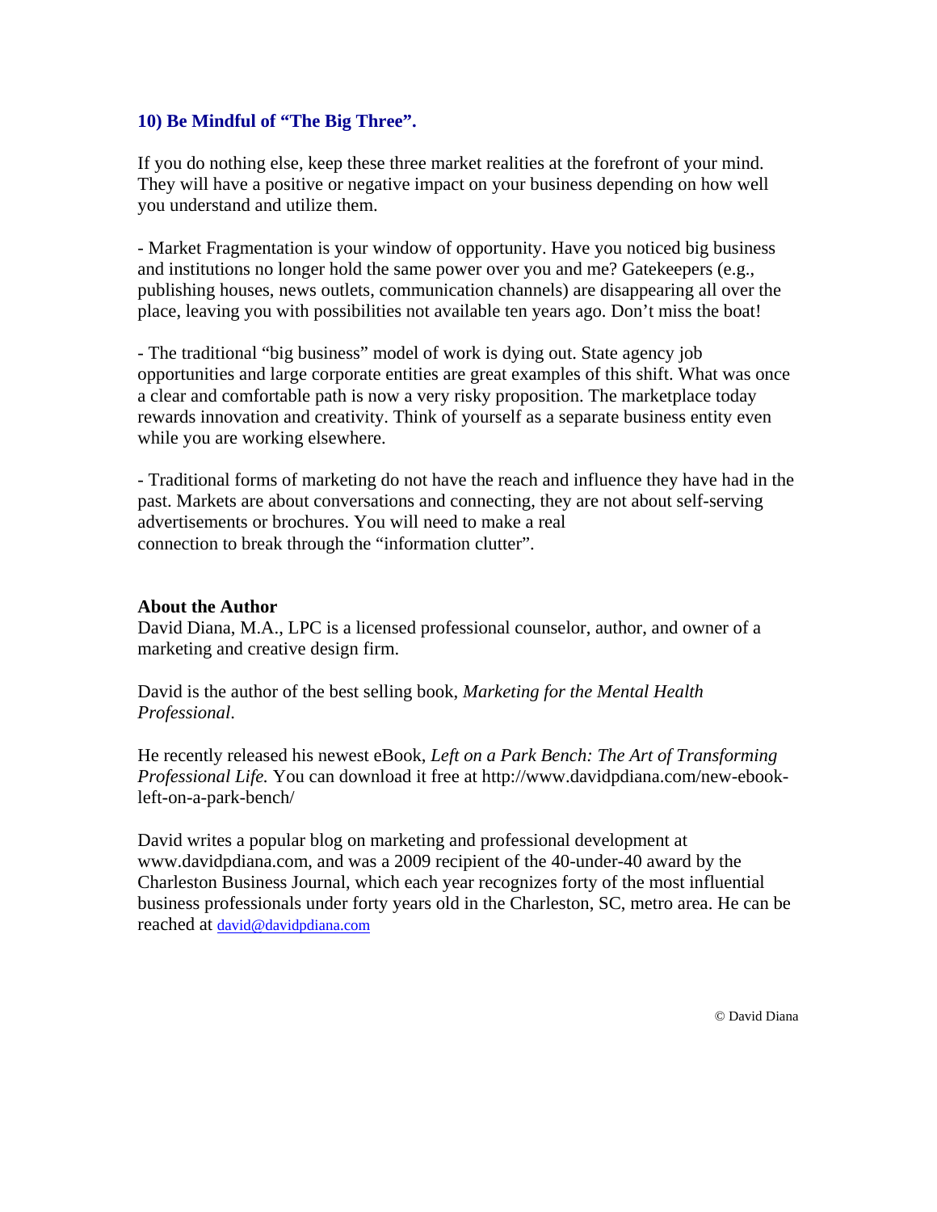### 10) Be Mindful of "The Big Three".

If you do nothing else, keep these three market realities at the forefront of your mind. They will have a positive or negative impact on your business depending on how well you understand and utilize them.

- Market Fragmentation is your window of opportunity. Have you noticed big business and institutions no longer hold the same power over you and me? Gatekeepers (e.g., publishing houses, news outlets, communication channels) are disappearing all over the place, leaving you with possibilities not available ten years ago. Don't miss the boat!

- The traditional "big business" model of work is dying out. State agency job opportunities and large corporate entities are great examples of this shift. What was once a clear and comfortable path is now a very risky proposition. The marketplace today rewards innovation and creativity. Think of yourself as a separate business entity even while you are working elsewhere.

- Traditional forms of marketing do not have the reach and influence they have had in the past. Markets are about conversations and connecting, they are not about self-serving advertisements or brochures. You will need to make a real connection to break through the "information clutter".

**About the Author**

David Diana, M.A., LPC is a licensed professional counselor, author, and owner of a marketing and creative design firm.

David is the author of the best selling book, *Marketing for the Mental Health Professional*.

He recently released his newest eBook, *Left on a Park Bench: The Art of Transforming Professional Life.* You can download it free at http://www.davidpdiana.com/new-ebook-left-on-a-park-bench/

David writes a popular blog on marketing and professional development at www.davidpdiana.com, and was a 2009 recipient of the 40-under-40 award by the Charleston Business Journal, which each year recognizes forty of the most influential business professionals under forty years old in the Charleston, SC, metro area. He can be reached at david@davidpdiana.com

© David Diana